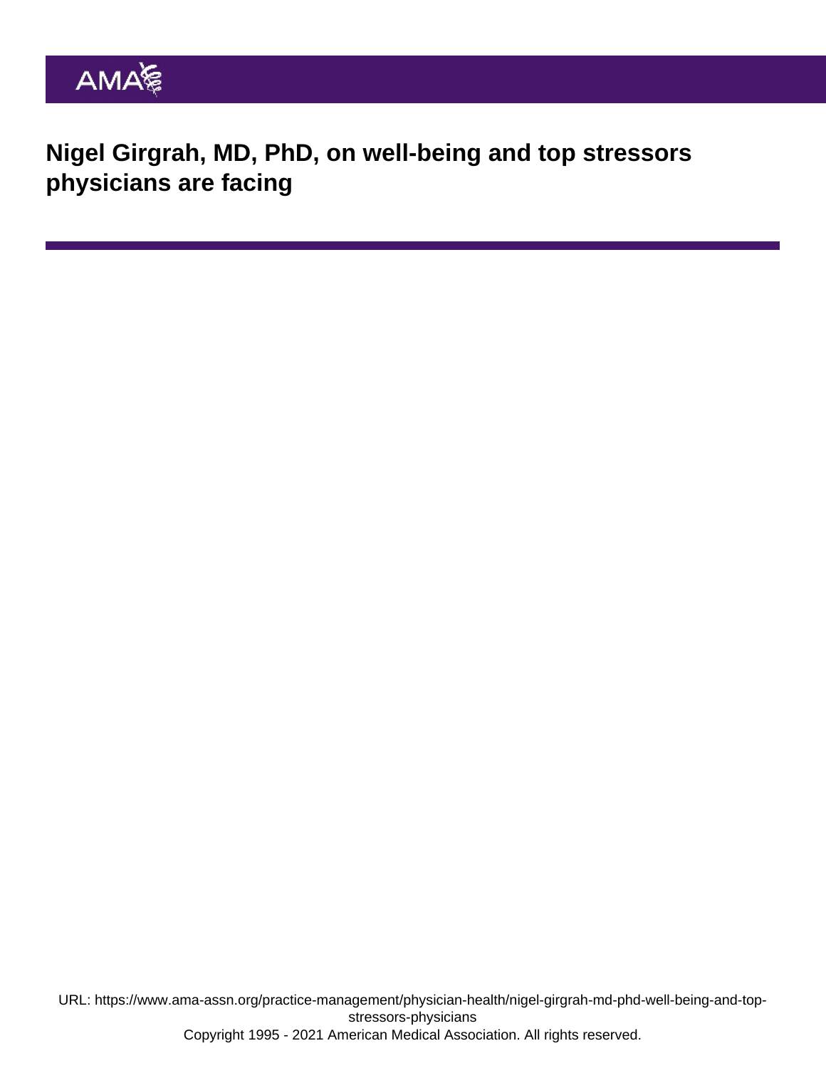# Nigel Girgrah, MD, PhD, on well-being and top stressors physicians are facing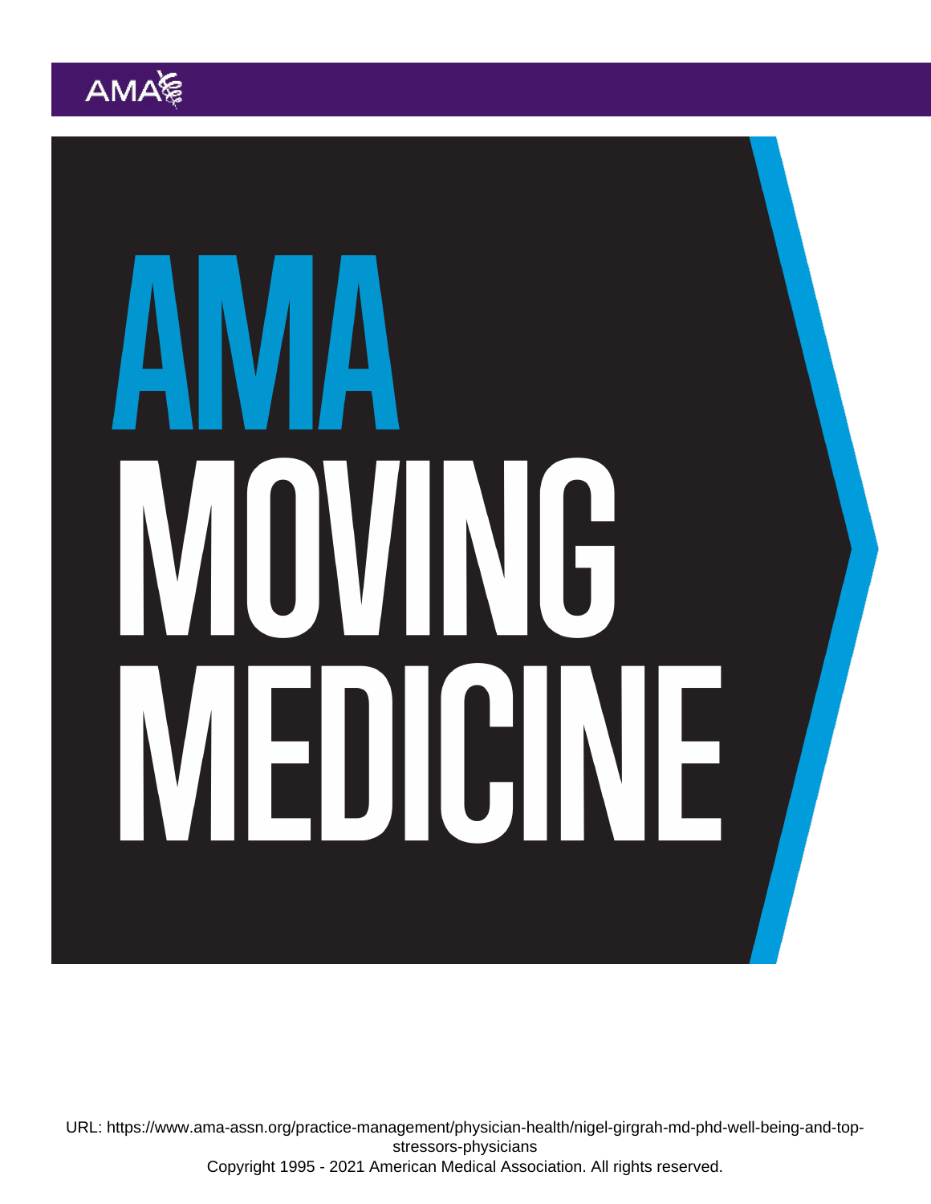AMA

MOVING

MEDICINE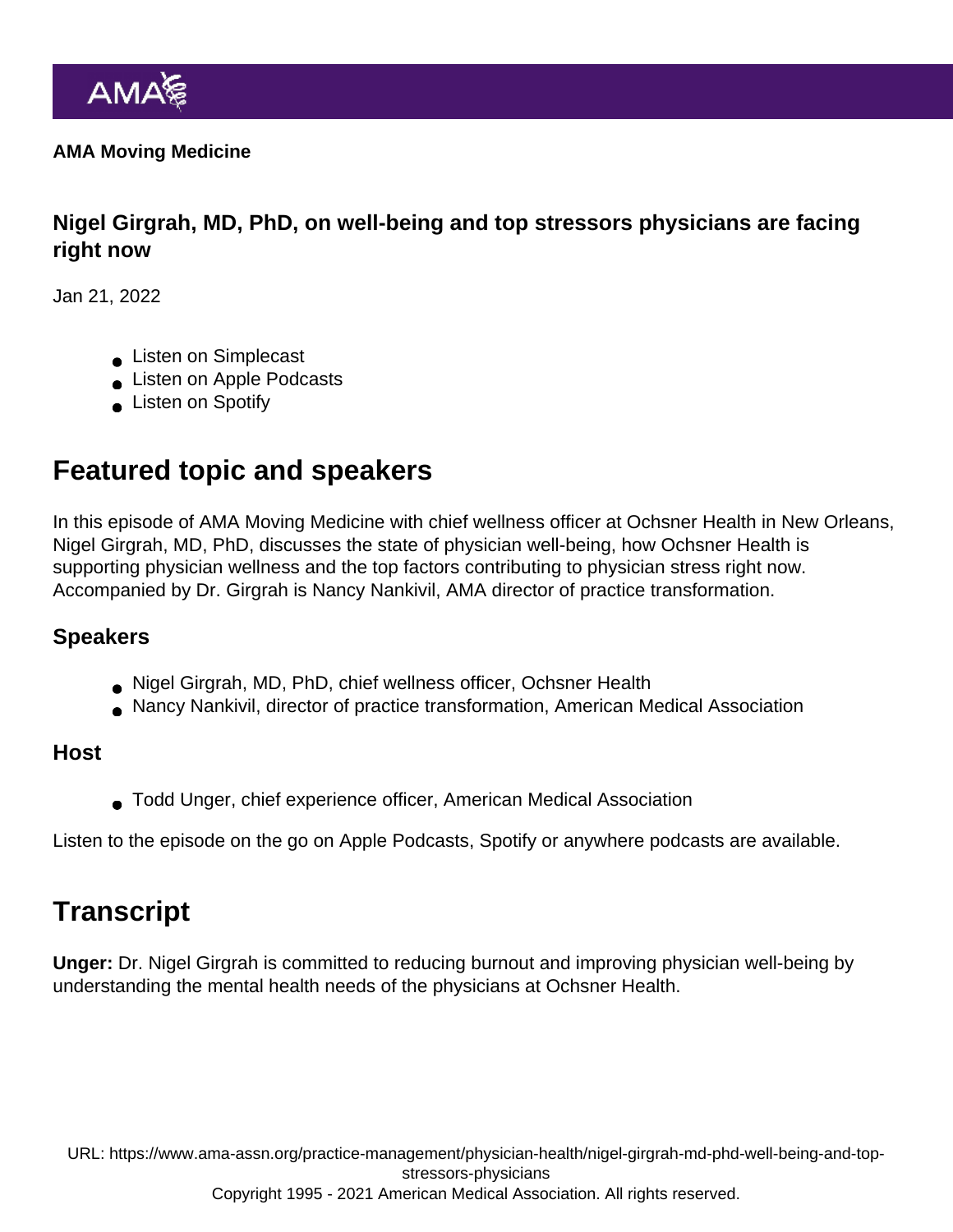AMA Moving Medicine

## Nigel Girgrah, MD, PhD, on well-being and top stressors physicians are facing right now

Jan 21, 2022

- Listen on Simplecast
- Listen on Apple Podcasts
- Listen on Spotify

## Featured topic and speakers

In this episode of AMA Moving Medicine with chief wellness officer at Ochsner Health in New Orleans, Nigel Girgrah, MD, PhD, discusses the state of physician well-being, how Ochsner Health is supporting physician wellness and the top factors contributing to physician stress right now. Accompanied by Dr. Girgrah is Nancy Nankivil, AMA director of practice transformation.

### Speakers

- Nigel Girgrah, MD, PhD, chief wellness officer, Ochsner Health
- Nancy Nankivil, director of practice transformation, American Medical Association

### Host

- Todd Unger, chief experience officer, American Medical Association

Listen to the episode on the go on Apple Podcasts, Spotify or anywhere podcasts are available.

## Transcript

**Unger:** Dr. Nigel Girgrah is committed to reducing burnout and improving physician well-being by understanding the mental health needs of the physicians at Ochsner Health.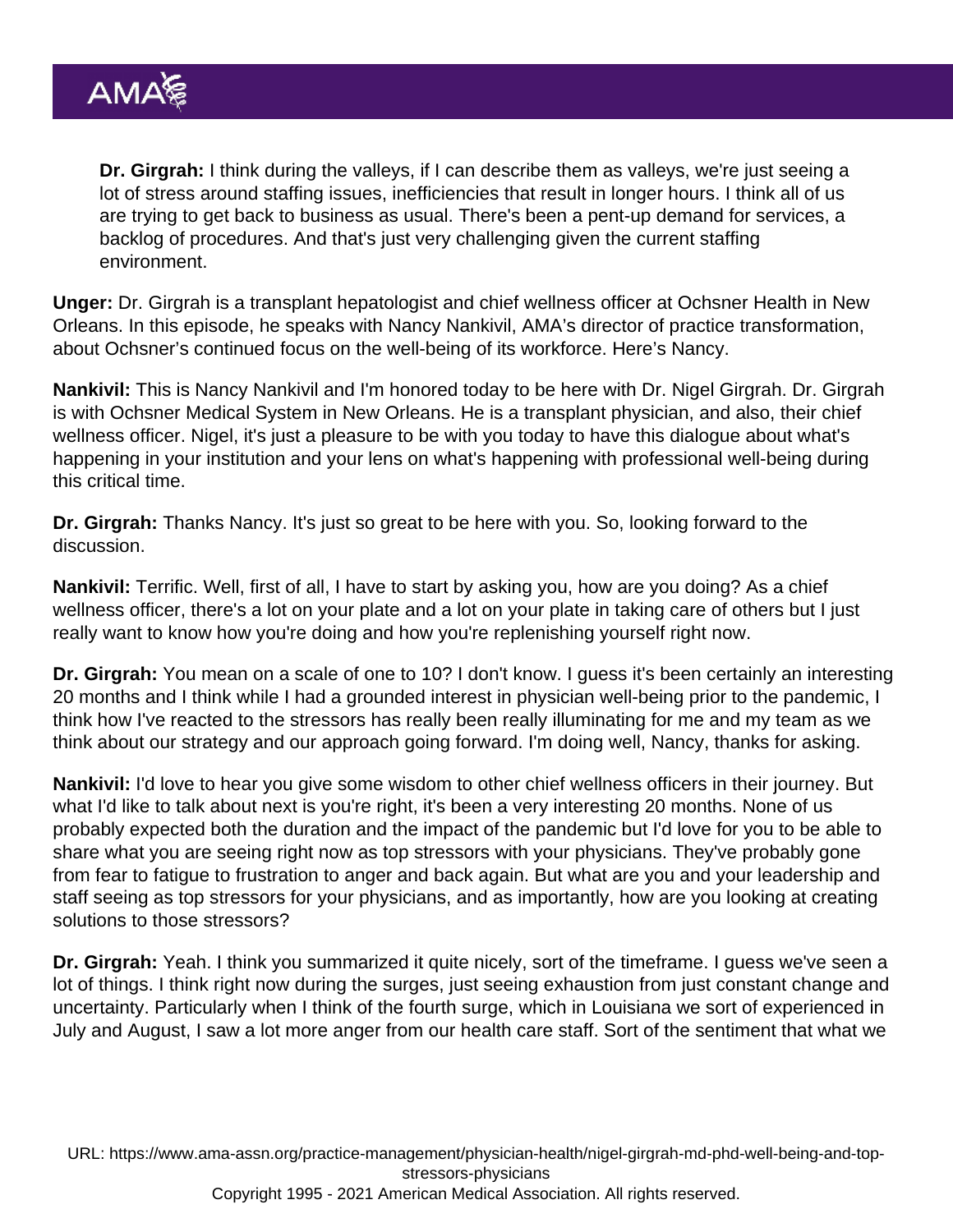**Dr. Girgrah:** I think during the valleys, if I can describe them as valleys, we're just seeing a lot of stress around staffing issues, inefficiencies that result in longer hours. I think all of us are trying to get back to business as usual. There's been a pent-up demand for services, a backlog of procedures. And that's just very challenging given the current staffing environment.

**Unger:** Dr. Girgrah is a transplant hepatologist and chief wellness officer at Ochsner Health in New Orleans. In this episode, he speaks with Nancy Nankivil, AMA's director of practice transformation, about Ochsner's continued focus on the well-being of its workforce. Here's Nancy.

**Nankivil:** This is Nancy Nankivil and I'm honored today to be here with Dr. Nigel Girgrah. Dr. Girgrah is with Ochsner Medical System in New Orleans. He is a transplant physician, and also, their chief wellness officer. Nigel, it's just a pleasure to be with you today to have this dialogue about what's happening in your institution and your lens on what's happening with professional well-being during this critical time.

**Dr. Girgrah:** Thanks Nancy. It's just so great to be here with you. So, looking forward to the discussion.

**Nankivil:** Terrific. Well, first of all, I have to start by asking you, how are you doing? As a chief wellness officer, there's a lot on your plate and a lot on your plate in taking care of others but I just really want to know how you're doing and how you're replenishing yourself right now.

**Dr. Girgrah:** You mean on a scale of one to 10? I don't know. I guess it's been certainly an interesting 20 months and I think while I had a grounded interest in physician well-being prior to the pandemic, I think how I've reacted to the stressors has really been really illuminating for me and my team as we think about our strategy and our approach going forward. I'm doing well, Nancy, thanks for asking.

**Nankivil:** I'd love to hear you give some wisdom to other chief wellness officers in their journey. But what I'd like to talk about next is you're right, it's been a very interesting 20 months. None of us probably expected both the duration and the impact of the pandemic but I'd love for you to be able to share what you are seeing right now as top stressors with your physicians. They've probably gone from fear to fatigue to frustration to anger and back again. But what are you and your leadership and staff seeing as top stressors for your physicians, and as importantly, how are you looking at creating solutions to those stressors?

**Dr. Girgrah:** Yeah. I think you summarized it quite nicely, sort of the timeframe. I guess we've seen a lot of things. I think right now during the surges, just seeing exhaustion from just constant change and uncertainty. Particularly when I think of the fourth surge, which in Louisiana we sort of experienced in July and August, I saw a lot more anger from our health care staff. Sort of the sentiment that what we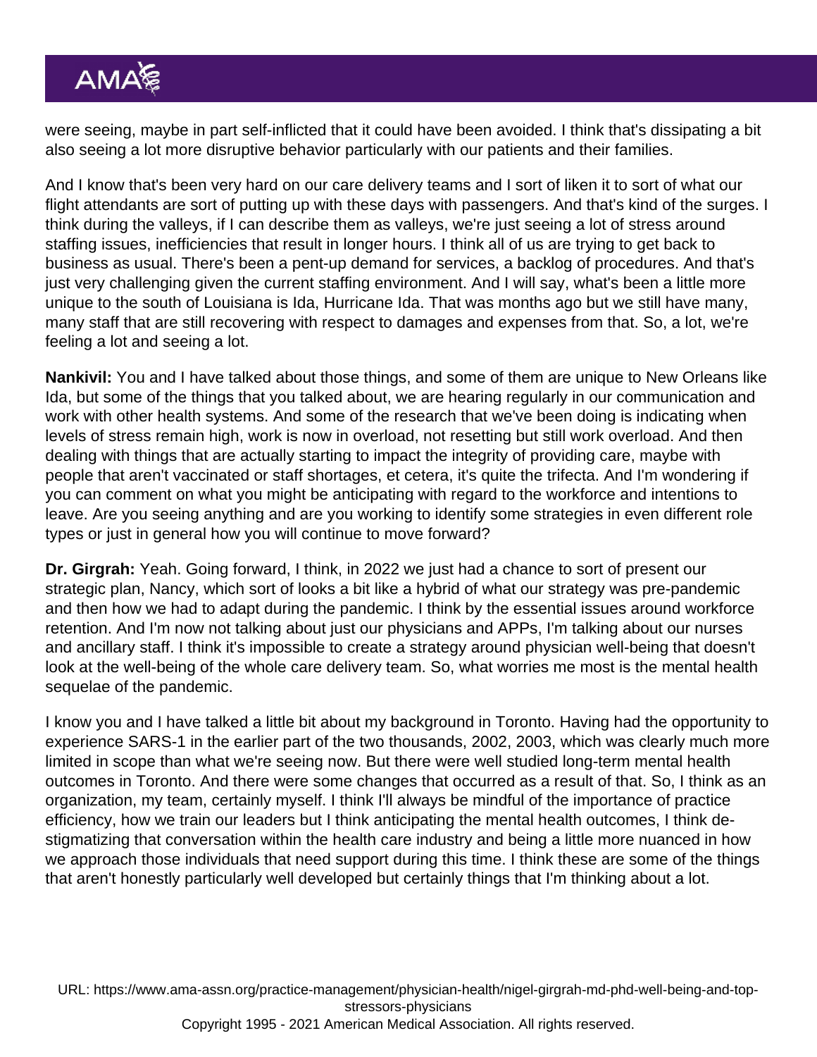were seeing, maybe in part self-inflicted that it could have been avoided. I think that's dissipating a bit also seeing a lot more disruptive behavior particularly with our patients and their families.

And I know that's been very hard on our care delivery teams and I sort of liken it to sort of what our flight attendants are sort of putting up with these days with passengers. And that's kind of the surges. I think during the valleys, if I can describe them as valleys, we're just seeing a lot of stress around staffing issues, inefficiencies that result in longer hours. I think all of us are trying to get back to business as usual. There's been a pent-up demand for services, a backlog of procedures. And that's just very challenging given the current staffing environment. And I will say, what's been a little more unique to the south of Louisiana is Ida, Hurricane Ida. That was months ago but we still have many, many staff that are still recovering with respect to damages and expenses from that. So, a lot, we're feeling a lot and seeing a lot.

**Nankivil:** You and I have talked about those things, and some of them are unique to New Orleans like Ida, but some of the things that you talked about, we are hearing regularly in our communication and work with other health systems. And some of the research that we've been doing is indicating when levels of stress remain high, work is now in overload, not resetting but still work overload. And then dealing with things that are actually starting to impact the integrity of providing care, maybe with people that aren't vaccinated or staff shortages, et cetera, it's quite the trifecta. And I'm wondering if you can comment on what you might be anticipating with regard to the workforce and intentions to leave. Are you seeing anything and are you working to identify some strategies in even different role types or just in general how you will continue to move forward?

**Dr. Girgrah:** Yeah. Going forward, I think, in 2022 we just had a chance to sort of present our strategic plan, Nancy, which sort of looks a bit like a hybrid of what our strategy was pre-pandemic and then how we had to adapt during the pandemic. I think by the essential issues around workforce retention. And I'm now not talking about just our physicians and APPs, I'm talking about our nurses and ancillary staff. I think it's impossible to create a strategy around physician well-being that doesn't look at the well-being of the whole care delivery team. So, what worries me most is the mental health sequelae of the pandemic.

I know you and I have talked a little bit about my background in Toronto. Having had the opportunity to experience SARS-1 in the earlier part of the two thousands, 2002, 2003, which was clearly much more limited in scope than what we're seeing now. But there were well studied long-term mental health outcomes in Toronto. And there were some changes that occurred as a result of that. So, I think as an organization, my team, certainly myself. I think I'll always be mindful of the importance of practice efficiency, how we train our leaders but I think anticipating the mental health outcomes, I think de-stigmatizing that conversation within the health care industry and being a little more nuanced in how we approach those individuals that need support during this time. I think these are some of the things that aren't honestly particularly well developed but certainly things that I'm thinking about a lot.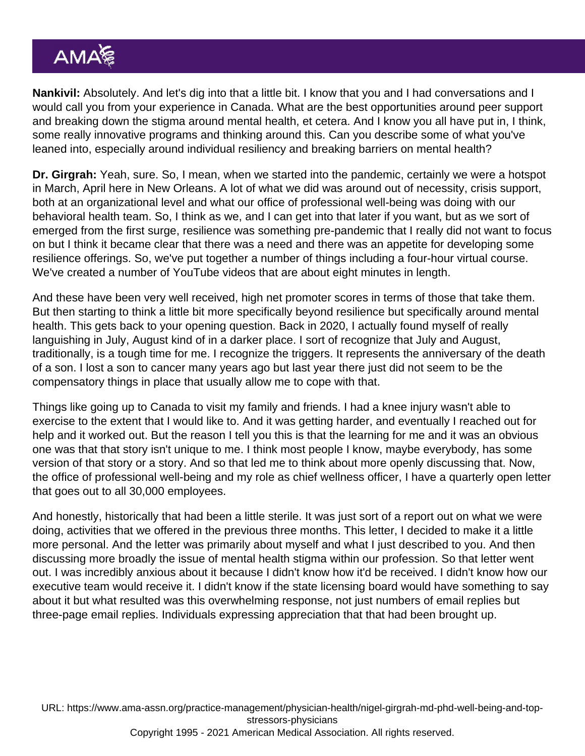**Nankivil:** Absolutely. And let's dig into that a little bit. I know that you and I had conversations and I would call you from your experience in Canada. What are the best opportunities around peer support and breaking down the stigma around mental health, et cetera. And I know you all have put in, I think, some really innovative programs and thinking around this. Can you describe some of what you've leaned into, especially around individual resiliency and breaking barriers on mental health?

**Dr. Girgrah:** Yeah, sure. So, I mean, when we started into the pandemic, certainly we were a hotspot in March, April here in New Orleans. A lot of what we did was around out of necessity, crisis support, both at an organizational level and what our office of professional well-being was doing with our behavioral health team. So, I think as we, and I can get into that later if you want, but as we sort of emerged from the first surge, resilience was something pre-pandemic that I really did not want to focus on but I think it became clear that there was a need and there was an appetite for developing some resilience offerings. So, we've put together a number of things including a four-hour virtual course. We've created a number of YouTube videos that are about eight minutes in length.

And these have been very well received, high net promoter scores in terms of those that take them. But then starting to think a little bit more specifically beyond resilience but specifically around mental health. This gets back to your opening question. Back in 2020, I actually found myself of really languishing in July, August kind of in a darker place. I sort of recognize that July and August, traditionally, is a tough time for me. I recognize the triggers. It represents the anniversary of the death of a son. I lost a son to cancer many years ago but last year there just did not seem to be the compensatory things in place that usually allow me to cope with that.

Things like going up to Canada to visit my family and friends. I had a knee injury wasn't able to exercise to the extent that I would like to. And it was getting harder, and eventually I reached out for help and it worked out. But the reason I tell you this is that the learning for me and it was an obvious one was that that story isn't unique to me. I think most people I know, maybe everybody, has some version of that story or a story. And so that led me to think about more openly discussing that. Now, the office of professional well-being and my role as chief wellness officer, I have a quarterly open letter that goes out to all 30,000 employees.

And honestly, historically that had been a little sterile. It was just sort of a report out on what we were doing, activities that we offered in the previous three months. This letter, I decided to make it a little more personal. And the letter was primarily about myself and what I just described to you. And then discussing more broadly the issue of mental health stigma within our profession. So that letter went out. I was incredibly anxious about it because I didn't know how it'd be received. I didn't know how our executive team would receive it. I didn't know if the state licensing board would have something to say about it but what resulted was this overwhelming response, not just numbers of email replies but three-page email replies. Individuals expressing appreciation that that had been brought up.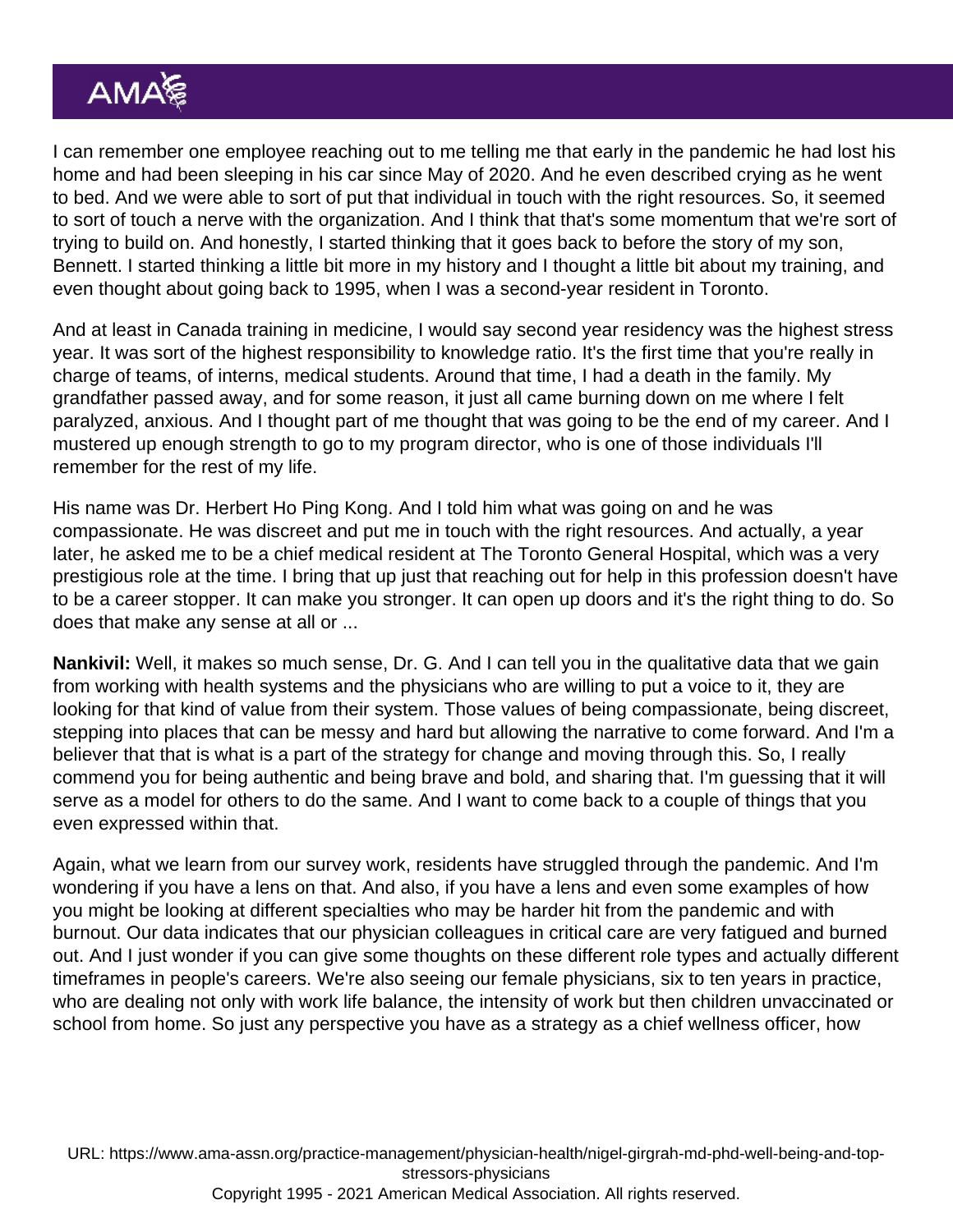I can remember one employee reaching out to me telling me that early in the pandemic he had lost his home and had been sleeping in his car since May of 2020. And he even described crying as he went to bed. And we were able to sort of put that individual in touch with the right resources. So, it seemed to sort of touch a nerve with the organization. And I think that that's some momentum that we're sort of trying to build on. And honestly, I started thinking that it goes back to before the story of my son, Bennett. I started thinking a little bit more in my history and I thought a little bit about my training, and even thought about going back to 1995, when I was a second-year resident in Toronto.

And at least in Canada training in medicine, I would say second year residency was the highest stress year. It was sort of the highest responsibility to knowledge ratio. It's the first time that you're really in charge of teams, of interns, medical students. Around that time, I had a death in the family. My grandfather passed away, and for some reason, it just all came burning down on me where I felt paralyzed, anxious. And I thought part of me thought that was going to be the end of my career. And I mustered up enough strength to go to my program director, who is one of those individuals I'll remember for the rest of my life.

His name was Dr. Herbert Ho Ping Kong. And I told him what was going on and he was compassionate. He was discreet and put me in touch with the right resources. And actually, a year later, he asked me to be a chief medical resident at The Toronto General Hospital, which was a very prestigious role at the time. I bring that up just that reaching out for help in this profession doesn't have to be a career stopper. It can make you stronger. It can open up doors and it's the right thing to do. So does that make any sense at all or ...

**Nankivil:** Well, it makes so much sense, Dr. G. And I can tell you in the qualitative data that we gain from working with health systems and the physicians who are willing to put a voice to it, they are looking for that kind of value from their system. Those values of being compassionate, being discreet, stepping into places that can be messy and hard but allowing the narrative to come forward. And I'm a believer that that is what is a part of the strategy for change and moving through this. So, I really commend you for being authentic and being brave and bold, and sharing that. I'm guessing that it will serve as a model for others to do the same. And I want to come back to a couple of things that you even expressed within that.

Again, what we learn from our survey work, residents have struggled through the pandemic. And I'm wondering if you have a lens on that. And also, if you have a lens and even some examples of how you might be looking at different specialties who may be harder hit from the pandemic and with burnout. Our data indicates that our physician colleagues in critical care are very fatigued and burned out. And I just wonder if you can give some thoughts on these different role types and actually different timeframes in people's careers. We're also seeing our female physicians, six to ten years in practice, who are dealing not only with work life balance, the intensity of work but then children unvaccinated or school from home. So just any perspective you have as a strategy as a chief wellness officer, how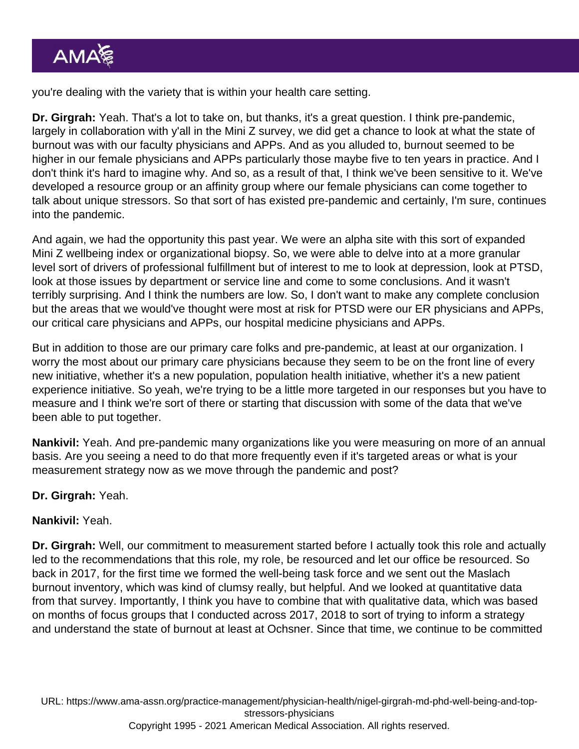you're dealing with the variety that is within your health care setting.

**Dr. Girgrah:** Yeah. That's a lot to take on, but thanks, it's a great question. I think pre-pandemic, largely in collaboration with y'all in the Mini Z survey, we did get a chance to look at what the state of burnout was with our faculty physicians and APPs. And as you alluded to, burnout seemed to be higher in our female physicians and APPs particularly those maybe five to ten years in practice. And I don't think it's hard to imagine why. And so, as a result of that, I think we've been sensitive to it. We've developed a resource group or an affinity group where our female physicians can come together to talk about unique stressors. So that sort of has existed pre-pandemic and certainly, I'm sure, continues into the pandemic.

And again, we had the opportunity this past year. We were an alpha site with this sort of expanded Mini Z wellbeing index or organizational biopsy. So, we were able to delve into at a more granular level sort of drivers of professional fulfillment but of interest to me to look at depression, look at PTSD, look at those issues by department or service line and come to some conclusions. And it wasn't terribly surprising. And I think the numbers are low. So, I don't want to make any complete conclusion but the areas that we would've thought were most at risk for PTSD were our ER physicians and APPs, our critical care physicians and APPs, our hospital medicine physicians and APPs.

But in addition to those are our primary care folks and pre-pandemic, at least at our organization. I worry the most about our primary care physicians because they seem to be on the front line of every new initiative, whether it's a new population, population health initiative, whether it's a new patient experience initiative. So yeah, we're trying to be a little more targeted in our responses but you have to measure and I think we're sort of there or starting that discussion with some of the data that we've been able to put together.

**Nankivil:** Yeah. And pre-pandemic many organizations like you were measuring on more of an annual basis. Are you seeing a need to do that more frequently even if it's targeted areas or what is your measurement strategy now as we move through the pandemic and post?

**Dr. Girgrah:** Yeah.

**Nankivil:** Yeah.

**Dr. Girgrah:** Well, our commitment to measurement started before I actually took this role and actually led to the recommendations that this role, my role, be resourced and let our office be resourced. So back in 2017, for the first time we formed the well-being task force and we sent out the Maslach burnout inventory, which was kind of clumsy really, but helpful. And we looked at quantitative data from that survey. Importantly, I think you have to combine that with qualitative data, which was based on months of focus groups that I conducted across 2017, 2018 to sort of trying to inform a strategy and understand the state of burnout at least at Ochsner. Since that time, we continue to be committed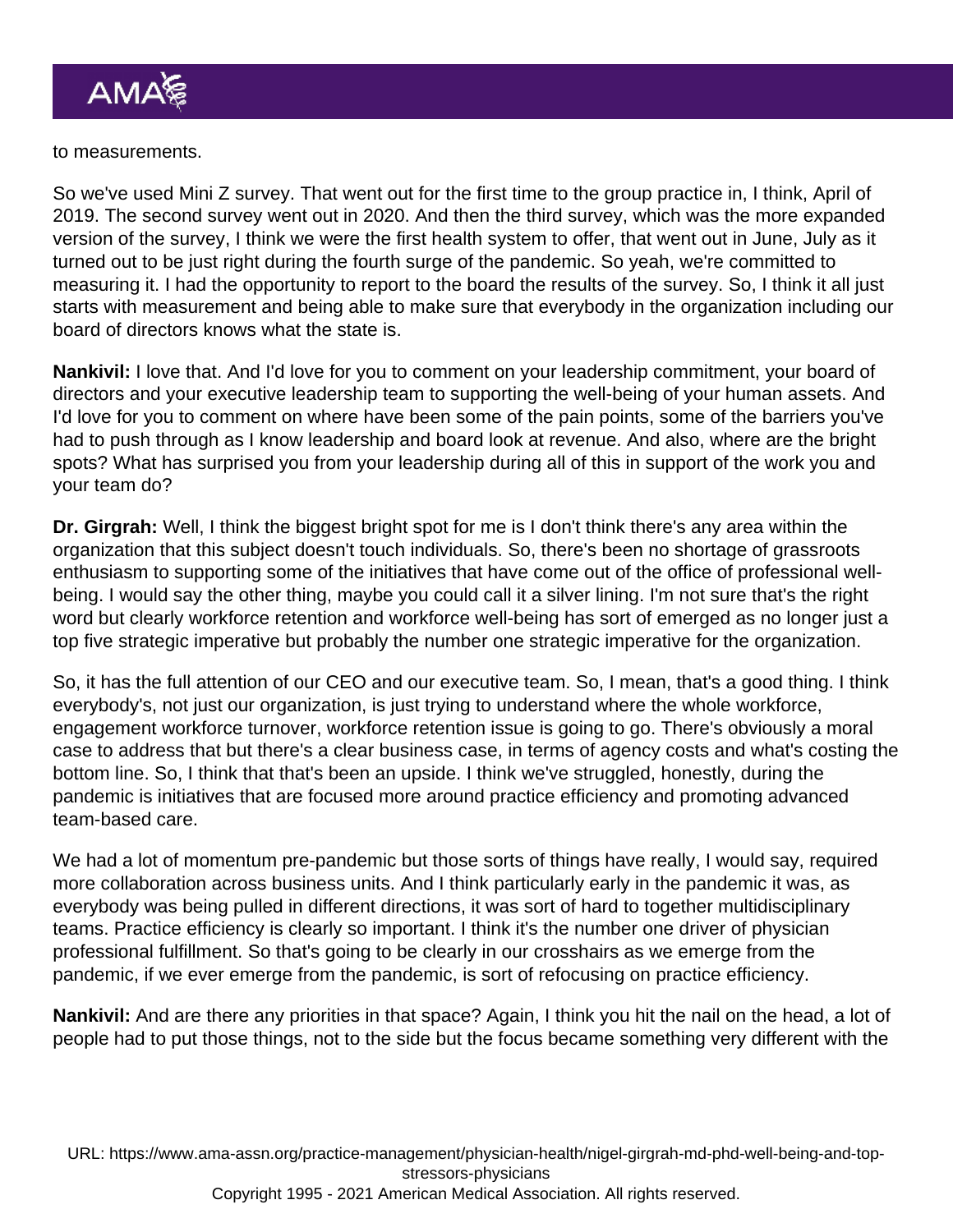to measurements.

So we've used Mini Z survey. That went out for the first time to the group practice in, I think, April of 2019. The second survey went out in 2020. And then the third survey, which was the more expanded version of the survey, I think we were the first health system to offer, that went out in June, July as it turned out to be just right during the fourth surge of the pandemic. So yeah, we're committed to measuring it. I had the opportunity to report to the board the results of the survey. So, I think it all just starts with measurement and being able to make sure that everybody in the organization including our board of directors knows what the state is.

**Nankivil:** I love that. And I'd love for you to comment on your leadership commitment, your board of directors and your executive leadership team to supporting the well-being of your human assets. And I'd love for you to comment on where have been some of the pain points, some of the barriers you've had to push through as I know leadership and board look at revenue. And also, where are the bright spots? What has surprised you from your leadership during all of this in support of the work you and your team do?

**Dr. Girgrah:** Well, I think the biggest bright spot for me is I don't think there's any area within the organization that this subject doesn't touch individuals. So, there's been no shortage of grassroots enthusiasm to supporting some of the initiatives that have come out of the office of professional well-being. I would say the other thing, maybe you could call it a silver lining. I'm not sure that's the right word but clearly workforce retention and workforce well-being has sort of emerged as no longer just a top five strategic imperative but probably the number one strategic imperative for the organization.

So, it has the full attention of our CEO and our executive team. So, I mean, that's a good thing. I think everybody's, not just our organization, is just trying to understand where the whole workforce, engagement workforce turnover, workforce retention issue is going to go. There's obviously a moral case to address that but there's a clear business case, in terms of agency costs and what's costing the bottom line. So, I think that that's been an upside. I think we've struggled, honestly, during the pandemic is initiatives that are focused more around practice efficiency and promoting advanced team-based care.

We had a lot of momentum pre-pandemic but those sorts of things have really, I would say, required more collaboration across business units. And I think particularly early in the pandemic it was, as everybody was being pulled in different directions, it was sort of hard to together multidisciplinary teams. Practice efficiency is clearly so important. I think it's the number one driver of physician professional fulfillment. So that's going to be clearly in our crosshairs as we emerge from the pandemic, if we ever emerge from the pandemic, is sort of refocusing on practice efficiency.

**Nankivil:** And are there any priorities in that space? Again, I think you hit the nail on the head, a lot of people had to put those things, not to the side but the focus became something very different with the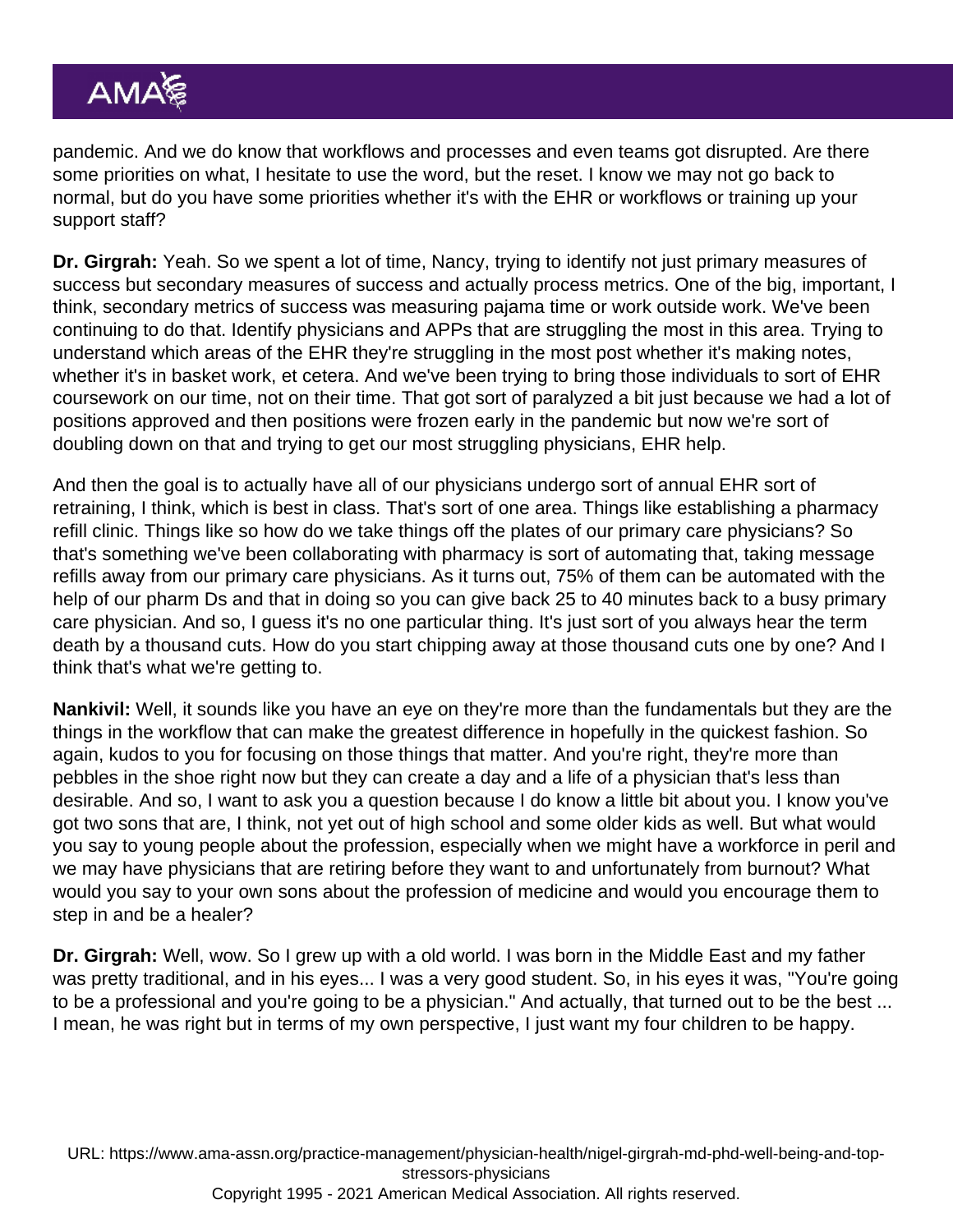pandemic. And we do know that workflows and processes and even teams got disrupted. Are there some priorities on what, I hesitate to use the word, but the reset. I know we may not go back to normal, but do you have some priorities whether it's with the EHR or workflows or training up your support staff?

**Dr. Girgrah:** Yeah. So we spent a lot of time, Nancy, trying to identify not just primary measures of success but secondary measures of success and actually process metrics. One of the big, important, I think, secondary metrics of success was measuring pajama time or work outside work. We've been continuing to do that. Identify physicians and APPs that are struggling the most in this area. Trying to understand which areas of the EHR they're struggling in the most post whether it's making notes, whether it's in basket work, et cetera. And we've been trying to bring those individuals to sort of EHR coursework on our time, not on their time. That got sort of paralyzed a bit just because we had a lot of positions approved and then positions were frozen early in the pandemic but now we're sort of doubling down on that and trying to get our most struggling physicians, EHR help.

And then the goal is to actually have all of our physicians undergo sort of annual EHR sort of retraining, I think, which is best in class. That's sort of one area. Things like establishing a pharmacy refill clinic. Things like so how do we take things off the plates of our primary care physicians? So that's something we've been collaborating with pharmacy is sort of automating that, taking message refills away from our primary care physicians. As it turns out, 75% of them can be automated with the help of our pharm Ds and that in doing so you can give back 25 to 40 minutes back to a busy primary care physician. And so, I guess it's no one particular thing. It's just sort of you always hear the term death by a thousand cuts. How do you start chipping away at those thousand cuts one by one? And I think that's what we're getting to.

**Nankivil:** Well, it sounds like you have an eye on they're more than the fundamentals but they are the things in the workflow that can make the greatest difference in hopefully in the quickest fashion. So again, kudos to you for focusing on those things that matter. And you're right, they're more than pebbles in the shoe right now but they can create a day and a life of a physician that's less than desirable. And so, I want to ask you a question because I do know a little bit about you. I know you've got two sons that are, I think, not yet out of high school and some older kids as well. But what would you say to young people about the profession, especially when we might have a workforce in peril and we may have physicians that are retiring before they want to and unfortunately from burnout? What would you say to your own sons about the profession of medicine and would you encourage them to step in and be a healer?

**Dr. Girgrah:** Well, wow. So I grew up with a old world. I was born in the Middle East and my father was pretty traditional, and in his eyes... I was a very good student. So, in his eyes it was, "You're going to be a professional and you're going to be a physician." And actually, that turned out to be the best ... I mean, he was right but in terms of my own perspective, I just want my four children to be happy.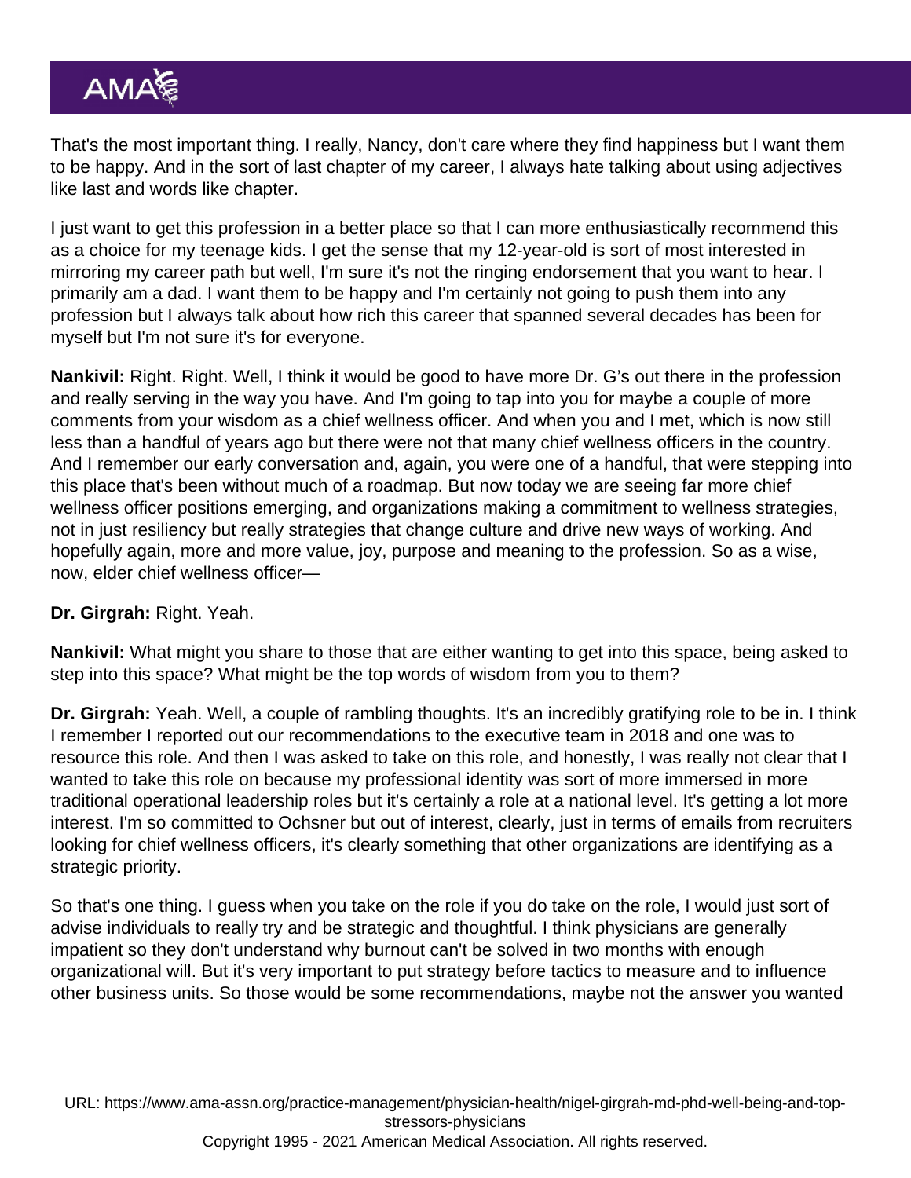That's the most important thing. I really, Nancy, don't care where they find happiness but I want them to be happy. And in the sort of last chapter of my career, I always hate talking about using adjectives like last and words like chapter.

I just want to get this profession in a better place so that I can more enthusiastically recommend this as a choice for my teenage kids. I get the sense that my 12-year-old is sort of most interested in mirroring my career path but well, I'm sure it's not the ringing endorsement that you want to hear. I primarily am a dad. I want them to be happy and I'm certainly not going to push them into any profession but I always talk about how rich this career that spanned several decades has been for myself but I'm not sure it's for everyone.

**Nankivil:** Right. Right. Well, I think it would be good to have more Dr. G's out there in the profession and really serving in the way you have. And I'm going to tap into you for maybe a couple of more comments from your wisdom as a chief wellness officer. And when you and I met, which is now still less than a handful of years ago but there were not that many chief wellness officers in the country. And I remember our early conversation and, again, you were one of a handful, that were stepping into this place that's been without much of a roadmap. But now today we are seeing far more chief wellness officer positions emerging, and organizations making a commitment to wellness strategies, not in just resiliency but really strategies that change culture and drive new ways of working. And hopefully again, more and more value, joy, purpose and meaning to the profession. So as a wise, now, elder chief wellness officer—

**Dr. Girgrah:** Right. Yeah.

**Nankivil:** What might you share to those that are either wanting to get into this space, being asked to step into this space? What might be the top words of wisdom from you to them?

**Dr. Girgrah:** Yeah. Well, a couple of rambling thoughts. It's an incredibly gratifying role to be in. I think I remember I reported out our recommendations to the executive team in 2018 and one was to resource this role. And then I was asked to take on this role, and honestly, I was really not clear that I wanted to take this role on because my professional identity was sort of more immersed in more traditional operational leadership roles but it's certainly a role at a national level. It's getting a lot more interest. I'm so committed to Ochsner but out of interest, clearly, just in terms of emails from recruiters looking for chief wellness officers, it's clearly something that other organizations are identifying as a strategic priority.

So that's one thing. I guess when you take on the role if you do take on the role, I would just sort of advise individuals to really try and be strategic and thoughtful. I think physicians are generally impatient so they don't understand why burnout can't be solved in two months with enough organizational will. But it's very important to put strategy before tactics to measure and to influence other business units. So those would be some recommendations, maybe not the answer you wanted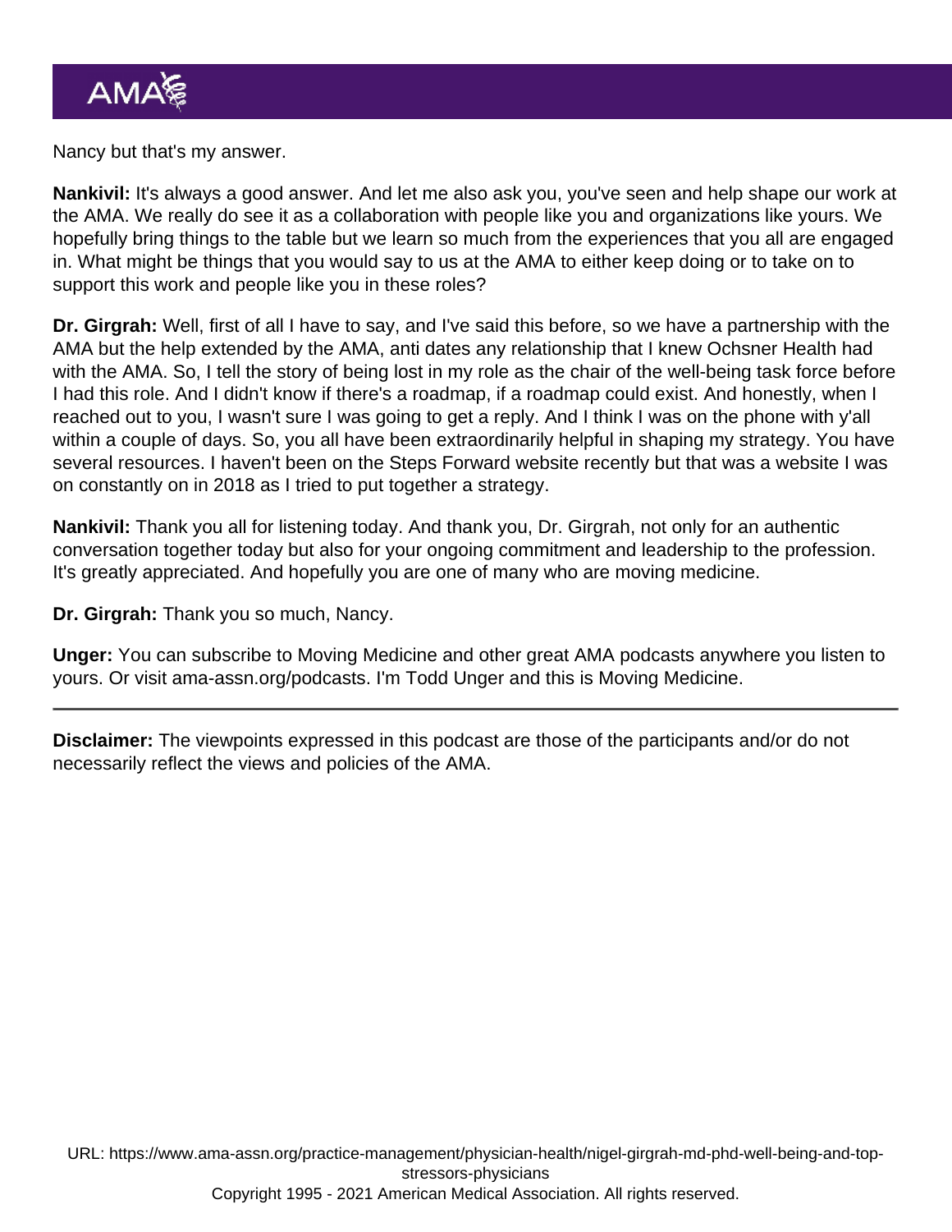Nancy but that's my answer.

**Nankivil:** It's always a good answer. And let me also ask you, you've seen and help shape our work at the AMA. We really do see it as a collaboration with people like you and organizations like yours. We hopefully bring things to the table but we learn so much from the experiences that you all are engaged in. What might be things that you would say to us at the AMA to either keep doing or to take on to support this work and people like you in these roles?

**Dr. Girgrah:** Well, first of all I have to say, and I've said this before, so we have a partnership with the AMA but the help extended by the AMA, anti dates any relationship that I knew Ochsner Health had with the AMA. So, I tell the story of being lost in my role as the chair of the well-being task force before I had this role. And I didn't know if there's a roadmap, if a roadmap could exist. And honestly, when I reached out to you, I wasn't sure I was going to get a reply. And I think I was on the phone with y'all within a couple of days. So, you all have been extraordinarily helpful in shaping my strategy. You have several resources. I haven't been on the Steps Forward website recently but that was a website I was on constantly on in 2018 as I tried to put together a strategy.

**Nankivil:** Thank you all for listening today. And thank you, Dr. Girgrah, not only for an authentic conversation together today but also for your ongoing commitment and leadership to the profession. It's greatly appreciated. And hopefully you are one of many who are moving medicine.

**Dr. Girgrah:** Thank you so much, Nancy.

**Unger:** You can subscribe to Moving Medicine and other great AMA podcasts anywhere you listen to yours. Or visit ama-assn.org/podcasts. I'm Todd Unger and this is Moving Medicine.

---

**Disclaimer:** The viewpoints expressed in this podcast are those of the participants and/or do not necessarily reflect the views and policies of the AMA.